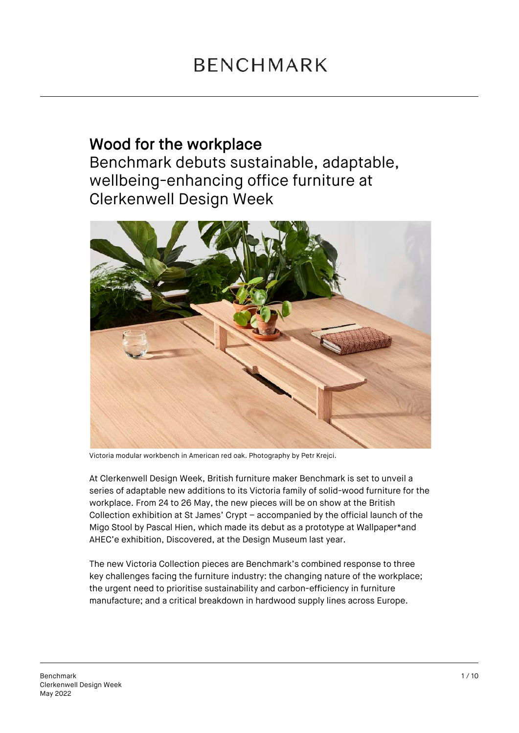BENCHMARK

# Wood for the workplace

## Benchmark debuts sustainable, adaptable, wellbeing-enhancing office furniture at Clerkenwell Design Week

Victoria modular workbench in American red oak. Photography by Petr Krejci.

At Clerkenwell Design Week, British furniture maker Benchmark is set to unveil a series of adaptable new additions to its Victoria family of solid-wood furniture for the workplace. From 24 to 26 May, the new pieces will be on show at the British Collection exhibition at St James' Crypt – accompanied by the official launch of the Migo Stool by Pascal Hien, which made its debut as a prototype at Wallpaper*and AHEC'e exhibition, Discovered, at the Design Museum last year.

The new Victoria Collection pieces are Benchmark's combined response to three key challenges facing the furniture industry: the changing nature of the workplace; the urgent need to prioritise sustainability and carbon-efficiency in furniture manufacture; and a critical breakdown in hardwood supply lines across Europe.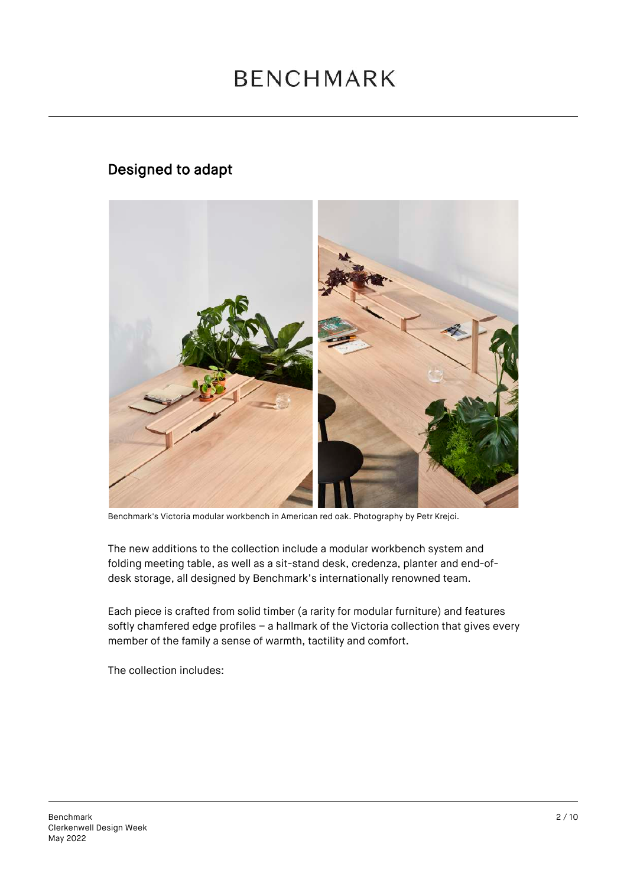## Designed to adapt

Benchmark's Victoria modular workbench in American red oak. Photography by Petr Krejci.

The new additions to the collection include a modular workbench system and folding meeting table, as well as a sit-stand desk, credenza, planter and end-of-desk storage, all designed by Benchmark's internationally renowned team.

Each piece is crafted from solid timber (a rarity for modular furniture) and features softly chamfered edge profiles – a hallmark of the Victoria collection that gives every member of the family a sense of warmth, tactility and comfort.

The collection includes: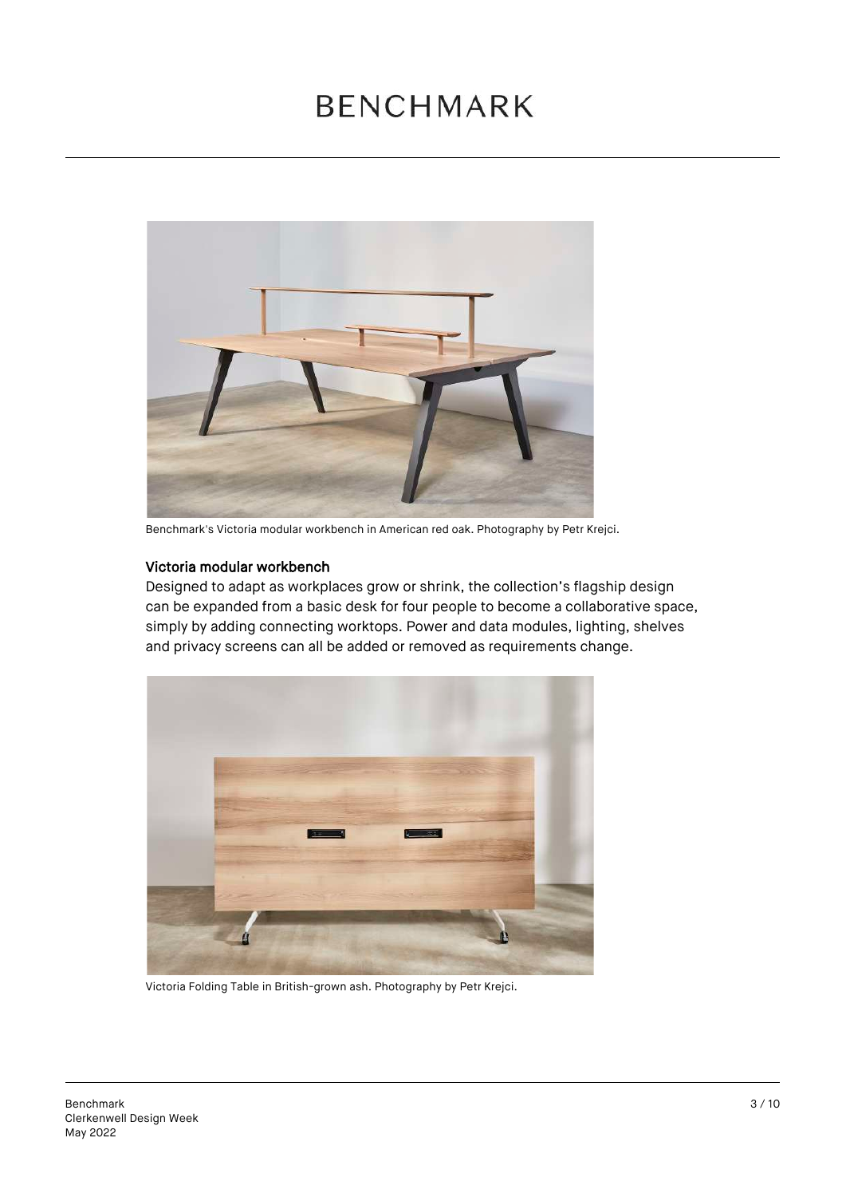Benchmark's Victoria modular workbench in American red oak. Photography by Petr Krejci.

### Victoria modular workbench

Designed to adapt as workplaces grow or shrink, the collection's flagship design can be expanded from a basic desk for four people to become a collaborative space, simply by adding connecting worktops. Power and data modules, lighting, shelves and privacy screens can all be added or removed as requirements change.

Victoria Folding Table in British-grown ash. Photography by Petr Krejci.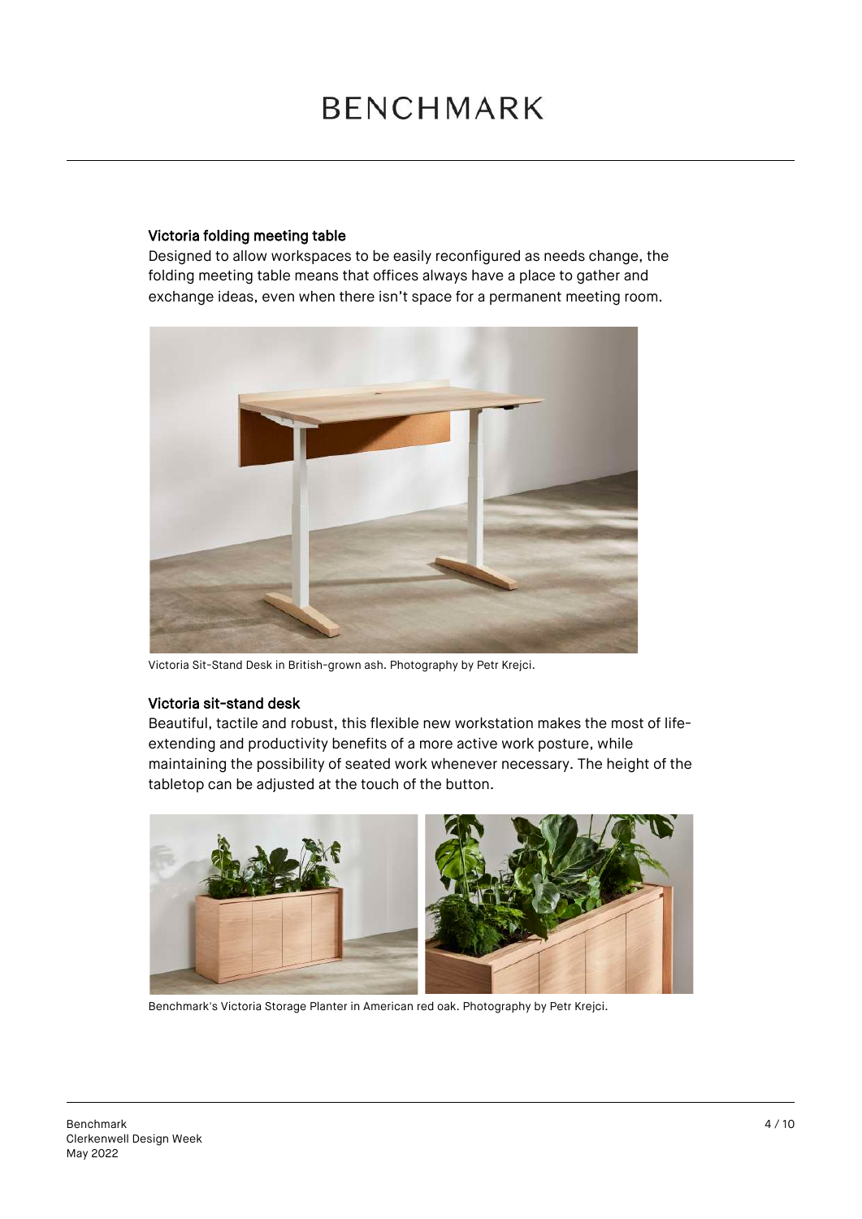### Victoria folding meeting table

Designed to allow workspaces to be easily reconfigured as needs change, the folding meeting table means that offices always have a place to gather and exchange ideas, even when there isn't space for a permanent meeting room.

Victoria Sit-Stand Desk in British-grown ash. Photography by Petr Krejci.

### Victoria sit-stand desk

Beautiful, tactile and robust, this flexible new workstation makes the most of life-extending and productivity benefits of a more active work posture, while maintaining the possibility of seated work whenever necessary. The height of the tabletop can be adjusted at the touch of the button.

Benchmark's Victoria Storage Planter in American red oak. Photography by Petr Krejci.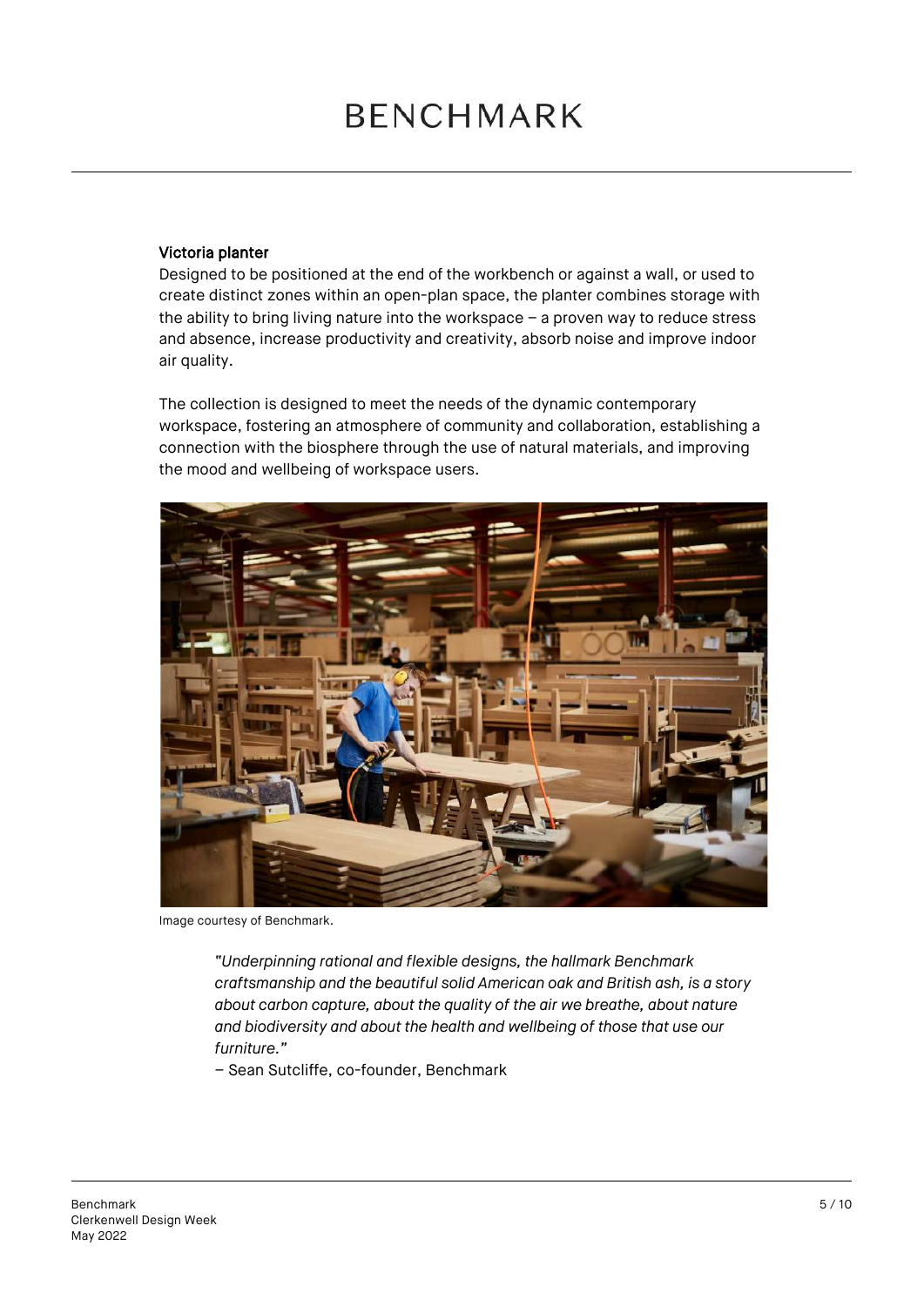**Victoria planter**
Designed to be positioned at the end of the workbench or against a wall, or used to create distinct zones within an open-plan space, the planter combines storage with the ability to bring living nature into the workspace – a proven way to reduce stress and absence, increase productivity and creativity, absorb noise and improve indoor air quality.

The collection is designed to meet the needs of the dynamic contemporary workspace, fostering an atmosphere of community and collaboration, establishing a connection with the biosphere through the use of natural materials, and improving the mood and wellbeing of workspace users.

Image courtesy of Benchmark.

> *"Underpinning rational and flexible designs, the hallmark Benchmark craftsmanship and the beautiful solid American oak and British ash, is a story about carbon capture, about the quality of the air we breathe, about nature and biodiversity and about the health and wellbeing of those that use our furniture."*
> – Sean Sutcliffe, co-founder, Benchmark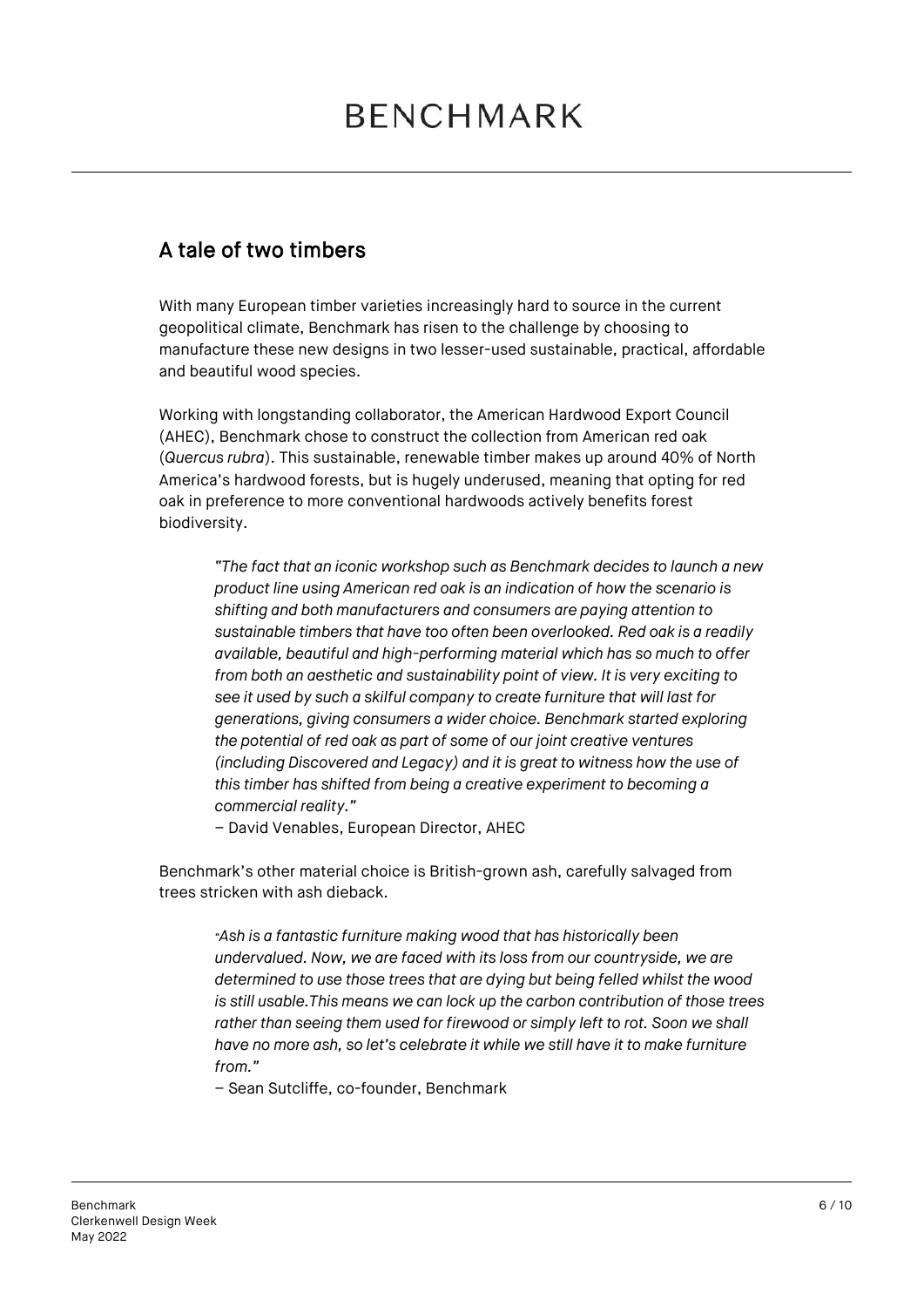## A tale of two timbers

With many European timber varieties increasingly hard to source in the current geopolitical climate, Benchmark has risen to the challenge by choosing to manufacture these new designs in two lesser-used sustainable, practical, affordable and beautiful wood species.

Working with longstanding collaborator, the American Hardwood Export Council (AHEC), Benchmark chose to construct the collection from American red oak (*Quercus rubra*). This sustainable, renewable timber makes up around 40% of North America's hardwood forests, but is hugely underused, meaning that opting for red oak in preference to more conventional hardwoods actively benefits forest biodiversity.

> *"The fact that an iconic workshop such as Benchmark decides to launch a new product line using American red oak is an indication of how the scenario is shifting and both manufacturers and consumers are paying attention to sustainable timbers that have too often been overlooked. Red oak is a readily available, beautiful and high-performing material which has so much to offer from both an aesthetic and sustainability point of view. It is very exciting to see it used by such a skilful company to create furniture that will last for generations, giving consumers a wider choice. Benchmark started exploring the potential of red oak as part of some of our joint creative ventures (including Discovered and Legacy) and it is great to witness how the use of this timber has shifted from being a creative experiment to becoming a commercial reality."*
>
> – David Venables, European Director, AHEC

Benchmark's other material choice is British-grown ash, carefully salvaged from trees stricken with ash dieback.

> *"Ash is a fantastic furniture making wood that has historically been undervalued. Now, we are faced with its loss from our countryside, we are determined to use those trees that are dying but being felled whilst the wood is still usable.This means we can lock up the carbon contribution of those trees rather than seeing them used for firewood or simply left to rot. Soon we shall have no more ash, so let's celebrate it while we still have it to make furniture from."*
>
> – Sean Sutcliffe, co-founder, Benchmark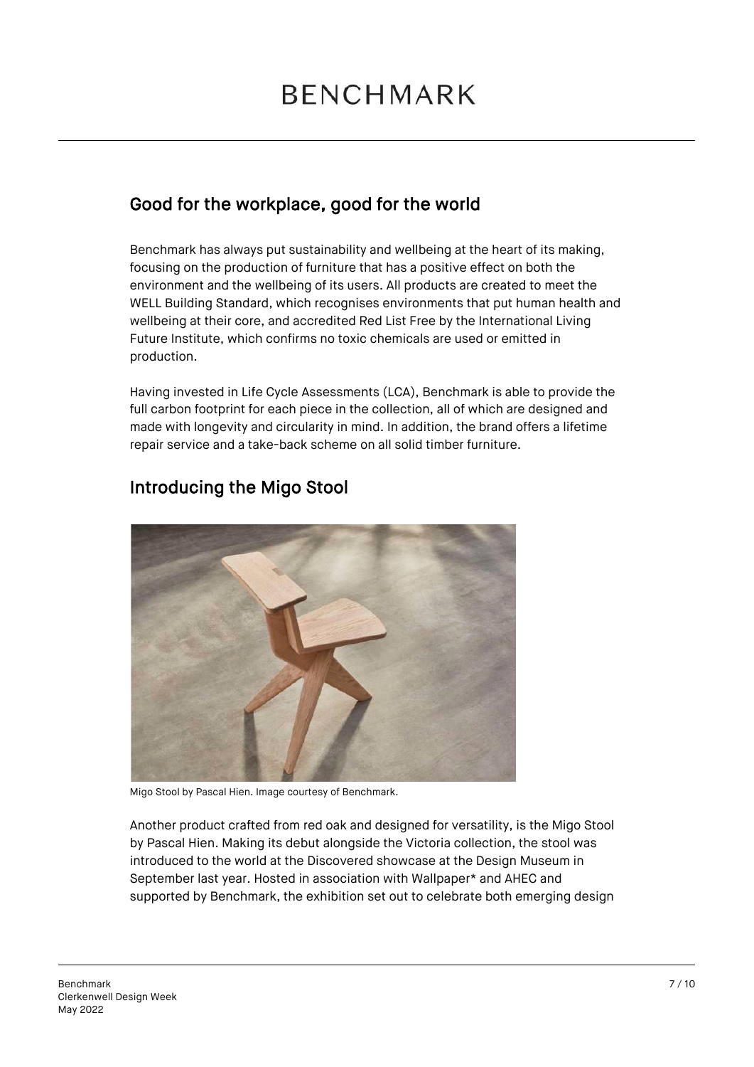## Good for the workplace, good for the world

Benchmark has always put sustainability and wellbeing at the heart of its making, focusing on the production of furniture that has a positive effect on both the environment and the wellbeing of its users. All products are created to meet the WELL Building Standard, which recognises environments that put human health and wellbeing at their core, and accredited Red List Free by the International Living Future Institute, which confirms no toxic chemicals are used or emitted in production.

Having invested in Life Cycle Assessments (LCA), Benchmark is able to provide the full carbon footprint for each piece in the collection, all of which are designed and made with longevity and circularity in mind. In addition, the brand offers a lifetime repair service and a take-back scheme on all solid timber furniture.

## Introducing the Migo Stool

Migo Stool by Pascal Hien. Image courtesy of Benchmark.

Another product crafted from red oak and designed for versatility, is the Migo Stool by Pascal Hien. Making its debut alongside the Victoria collection, the stool was introduced to the world at the Discovered showcase at the Design Museum in September last year. Hosted in association with Wallpaper* and AHEC and supported by Benchmark, the exhibition set out to celebrate both emerging design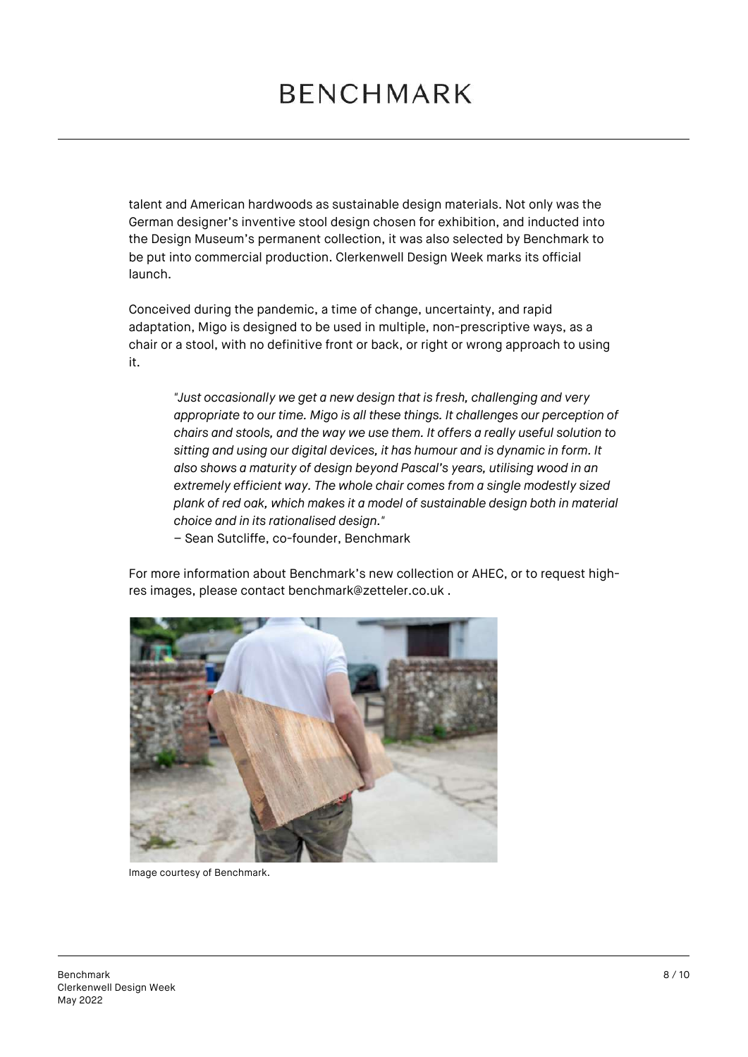talent and American hardwoods as sustainable design materials. Not only was the German designer's inventive stool design chosen for exhibition, and inducted into the Design Museum's permanent collection, it was also selected by Benchmark to be put into commercial production. Clerkenwell Design Week marks its official launch.

Conceived during the pandemic, a time of change, uncertainty, and rapid adaptation, Migo is designed to be used in multiple, non-prescriptive ways, as a chair or a stool, with no definitive front or back, or right or wrong approach to using it.

> *"Just occasionally we get a new design that is fresh, challenging and very appropriate to our time. Migo is all these things. It challenges our perception of chairs and stools, and the way we use them. It offers a really useful solution to sitting and using our digital devices, it has humour and is dynamic in form. It also shows a maturity of design beyond Pascal's years, utilising wood in an extremely efficient way. The whole chair comes from a single modestly sized plank of red oak, which makes it a model of sustainable design both in material choice and in its rationalised design."*
> – Sean Sutcliffe, co-founder, Benchmark

For more information about Benchmark's new collection or AHEC, or to request high-res images, please contact benchmark@zetteler.co.uk .

Image courtesy of Benchmark.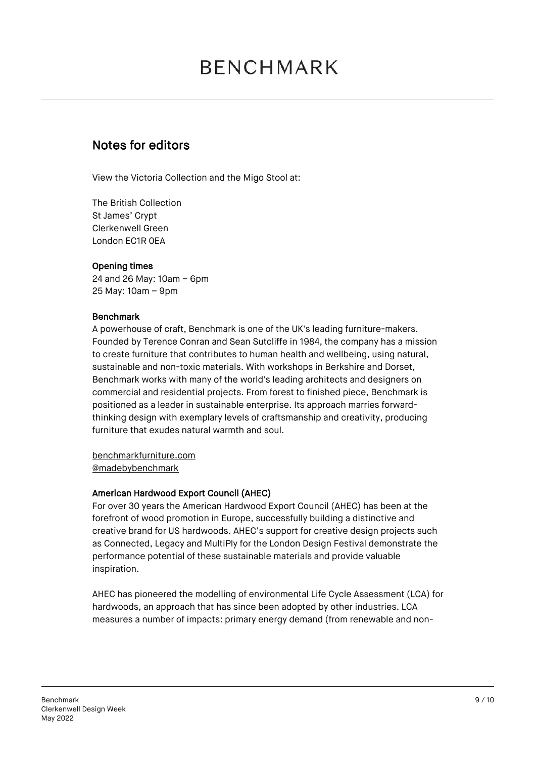## Notes for editors

View the Victoria Collection and the Migo Stool at:

The British Collection  
St James' Crypt  
Clerkenwell Green  
London EC1R 0EA

**Opening times**  
24 and 26 May: 10am – 6pm  
25 May: 10am – 9pm

**Benchmark**  
A powerhouse of craft, Benchmark is one of the UK's leading furniture-makers. Founded by Terence Conran and Sean Sutcliffe in 1984, the company has a mission to create furniture that contributes to human health and wellbeing, using natural, sustainable and non-toxic materials. With workshops in Berkshire and Dorset, Benchmark works with many of the world's leading architects and designers on commercial and residential projects. From forest to finished piece, Benchmark is positioned as a leader in sustainable enterprise. Its approach marries forward-thinking design with exemplary levels of craftsmanship and creativity, producing furniture that exudes natural warmth and soul.

benchmarkfurniture.com  
@madebybenchmark

**American Hardwood Export Council (AHEC)**  
For over 30 years the American Hardwood Export Council (AHEC) has been at the forefront of wood promotion in Europe, successfully building a distinctive and creative brand for US hardwoods. AHEC's support for creative design projects such as Connected, Legacy and MultiPly for the London Design Festival demonstrate the performance potential of these sustainable materials and provide valuable inspiration.

AHEC has pioneered the modelling of environmental Life Cycle Assessment (LCA) for hardwoods, an approach that has since been adopted by other industries. LCA measures a number of impacts: primary energy demand (from renewable and non-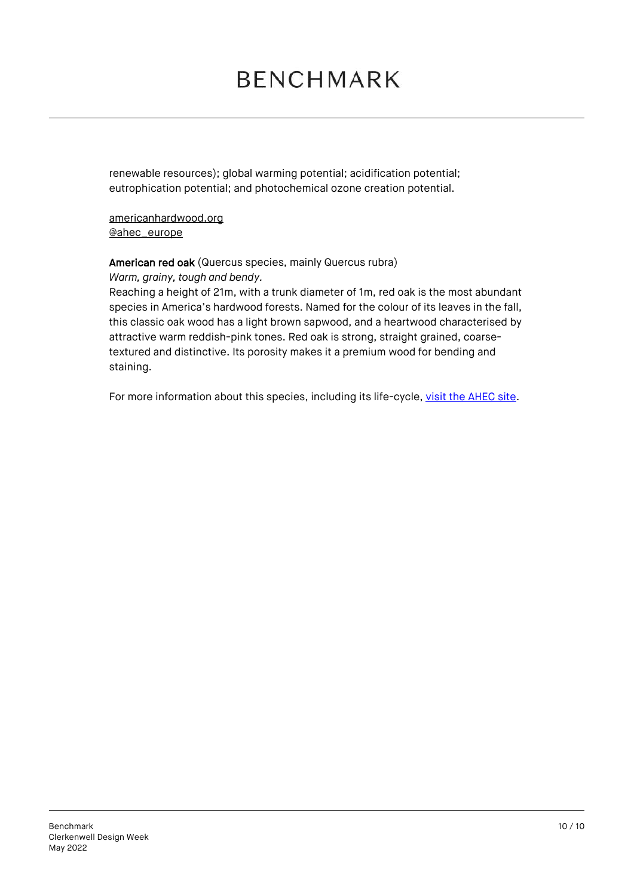renewable resources); global warming potential; acidification potential; eutrophication potential; and photochemical ozone creation potential.

americanhardwood.org
@ahec_europe

**American red oak** (Quercus species, mainly Quercus rubra)
*Warm, grainy, tough and bendy.*
Reaching a height of 21m, with a trunk diameter of 1m, red oak is the most abundant species in America's hardwood forests. Named for the colour of its leaves in the fall, this classic oak wood has a light brown sapwood, and a heartwood characterised by attractive warm reddish-pink tones. Red oak is strong, straight grained, coarse-textured and distinctive. Its porosity makes it a premium wood for bending and staining.

For more information about this species, including its life-cycle, visit the AHEC site.